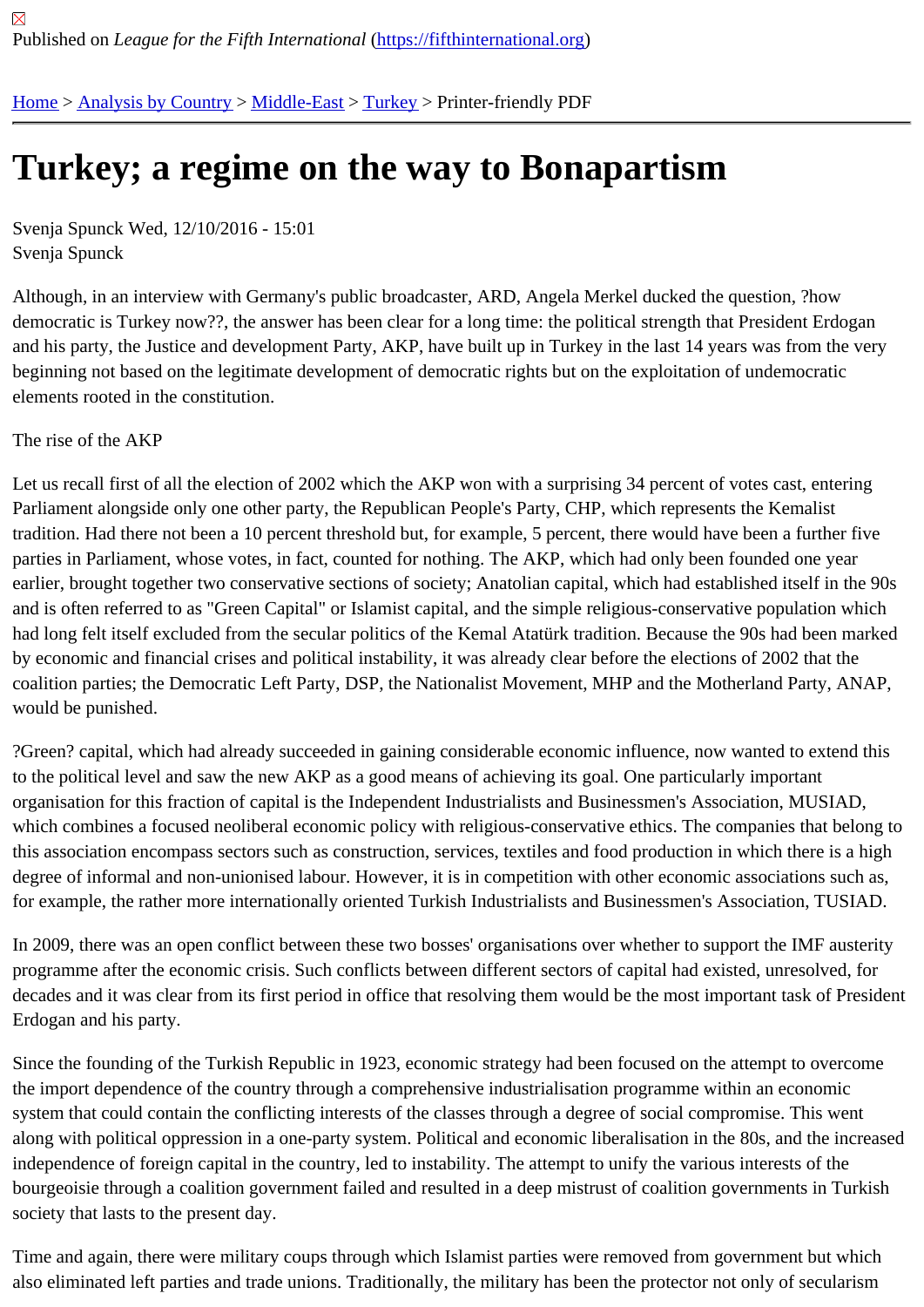Published on *League for the Fifth International* (https://fifthinternational.org)

Home > Analysis by Country > Middle-East > Turkey > Printer-friendly PDF

# Turkey; a regime on the way to Bonapartism

Svenja Spunck Wed, 12/10/2016 - 15:01
Svenja Spunck

Although, in an interview with Germany's public broadcaster, ARD, Angela Merkel ducked the question, ?how democratic is Turkey now??, the answer has been clear for a long time: the political strength that President Erdogan and his party, the Justice and development Party, AKP, have built up in Turkey in the last 14 years was from the very beginning not based on the legitimate development of democratic rights but on the exploitation of undemocratic elements rooted in the constitution.

The rise of the AKP

Let us recall first of all the election of 2002 which the AKP won with a surprising 34 percent of votes cast, entering Parliament alongside only one other party, the Republican People's Party, CHP, which represents the Kemalist tradition. Had there not been a 10 percent threshold but, for example, 5 percent, there would have been a further five parties in Parliament, whose votes, in fact, counted for nothing. The AKP, which had only been founded one year earlier, brought together two conservative sections of society; Anatolian capital, which had established itself in the 90s and is often referred to as "Green Capital" or Islamist capital, and the simple religious-conservative population which had long felt itself excluded from the secular politics of the Kemal Atatürk tradition. Because the 90s had been marked by economic and financial crises and political instability, it was already clear before the elections of 2002 that the coalition parties; the Democratic Left Party, DSP, the Nationalist Movement, MHP and the Motherland Party, ANAP, would be punished.

?Green? capital, which had already succeeded in gaining considerable economic influence, now wanted to extend this to the political level and saw the new AKP as a good means of achieving its goal. One particularly important organisation for this fraction of capital is the Independent Industrialists and Businessmen's Association, MUSIAD, which combines a focused neoliberal economic policy with religious-conservative ethics. The companies that belong to this association encompass sectors such as construction, services, textiles and food production in which there is a high degree of informal and non-unionised labour. However, it is in competition with other economic associations such as, for example, the rather more internationally oriented Turkish Industrialists and Businessmen's Association, TUSIAD.

In 2009, there was an open conflict between these two bosses' organisations over whether to support the IMF austerity programme after the economic crisis. Such conflicts between different sectors of capital had existed, unresolved, for decades and it was clear from its first period in office that resolving them would be the most important task of President Erdogan and his party.

Since the founding of the Turkish Republic in 1923, economic strategy had been focused on the attempt to overcome the import dependence of the country through a comprehensive industrialisation programme within an economic system that could contain the conflicting interests of the classes through a degree of social compromise. This went along with political oppression in a one-party system. Political and economic liberalisation in the 80s, and the increased independence of foreign capital in the country, led to instability. The attempt to unify the various interests of the bourgeoisie through a coalition government failed and resulted in a deep mistrust of coalition governments in Turkish society that lasts to the present day.

Time and again, there were military coups through which Islamist parties were removed from government but which also eliminated left parties and trade unions. Traditionally, the military has been the protector not only of secularism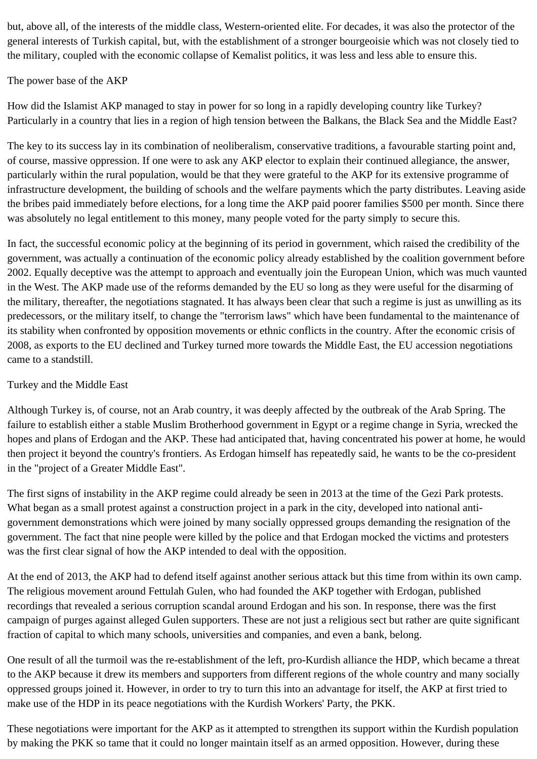but, above all, of the interests of the middle class, Western-oriented elite. For decades, it was also the protector of the general interests of Turkish capital, but, with the establishment of a stronger bourgeoisie which was not closely tied to the military, coupled with the economic collapse of Kemalist politics, it was less and less able to ensure this.

## The power base of the AKP

How did the Islamist AKP managed to stay in power for so long in a rapidly developing country like Turkey? Particularly in a country that lies in a region of high tension between the Balkans, the Black Sea and the Middle East?

The key to its success lay in its combination of neoliberalism, conservative traditions, a favourable starting point and, of course, massive oppression. If one were to ask any AKP elector to explain their continued allegiance, the answer, particularly within the rural population, would be that they were grateful to the AKP for its extensive programme of infrastructure development, the building of schools and the welfare payments which the party distributes. Leaving aside the bribes paid immediately before elections, for a long time the AKP paid poorer families $500 per month. Since there was absolutely no legal entitlement to this money, many people voted for the party simply to secure this.

In fact, the successful economic policy at the beginning of its period in government, which raised the credibility of the government, was actually a continuation of the economic policy already established by the coalition government before 2002. Equally deceptive was the attempt to approach and eventually join the European Union, which was much vaunted in the West. The AKP made use of the reforms demanded by the EU so long as they were useful for the disarming of the military, thereafter, the negotiations stagnated. It has always been clear that such a regime is just as unwilling as its predecessors, or the military itself, to change the "terrorism laws" which have been fundamental to the maintenance of its stability when confronted by opposition movements or ethnic conflicts in the country. After the economic crisis of 2008, as exports to the EU declined and Turkey turned more towards the Middle East, the EU accession negotiations came to a standstill.

## Turkey and the Middle East

Although Turkey is, of course, not an Arab country, it was deeply affected by the outbreak of the Arab Spring. The failure to establish either a stable Muslim Brotherhood government in Egypt or a regime change in Syria, wrecked the hopes and plans of Erdogan and the AKP. These had anticipated that, having concentrated his power at home, he would then project it beyond the country's frontiers. As Erdogan himself has repeatedly said, he wants to be the co-president in the "project of a Greater Middle East".

The first signs of instability in the AKP regime could already be seen in 2013 at the time of the Gezi Park protests. What began as a small protest against a construction project in a park in the city, developed into national anti-government demonstrations which were joined by many socially oppressed groups demanding the resignation of the government. The fact that nine people were killed by the police and that Erdogan mocked the victims and protesters was the first clear signal of how the AKP intended to deal with the opposition.

At the end of 2013, the AKP had to defend itself against another serious attack but this time from within its own camp. The religious movement around Fettulah Gulen, who had founded the AKP together with Erdogan, published recordings that revealed a serious corruption scandal around Erdogan and his son. In response, there was the first campaign of purges against alleged Gulen supporters. These are not just a religious sect but rather are quite significant fraction of capital to which many schools, universities and companies, and even a bank, belong.

One result of all the turmoil was the re-establishment of the left, pro-Kurdish alliance the HDP, which became a threat to the AKP because it drew its members and supporters from different regions of the whole country and many socially oppressed groups joined it. However, in order to try to turn this into an advantage for itself, the AKP at first tried to make use of the HDP in its peace negotiations with the Kurdish Workers' Party, the PKK.

These negotiations were important for the AKP as it attempted to strengthen its support within the Kurdish population by making the PKK so tame that it could no longer maintain itself as an armed opposition. However, during these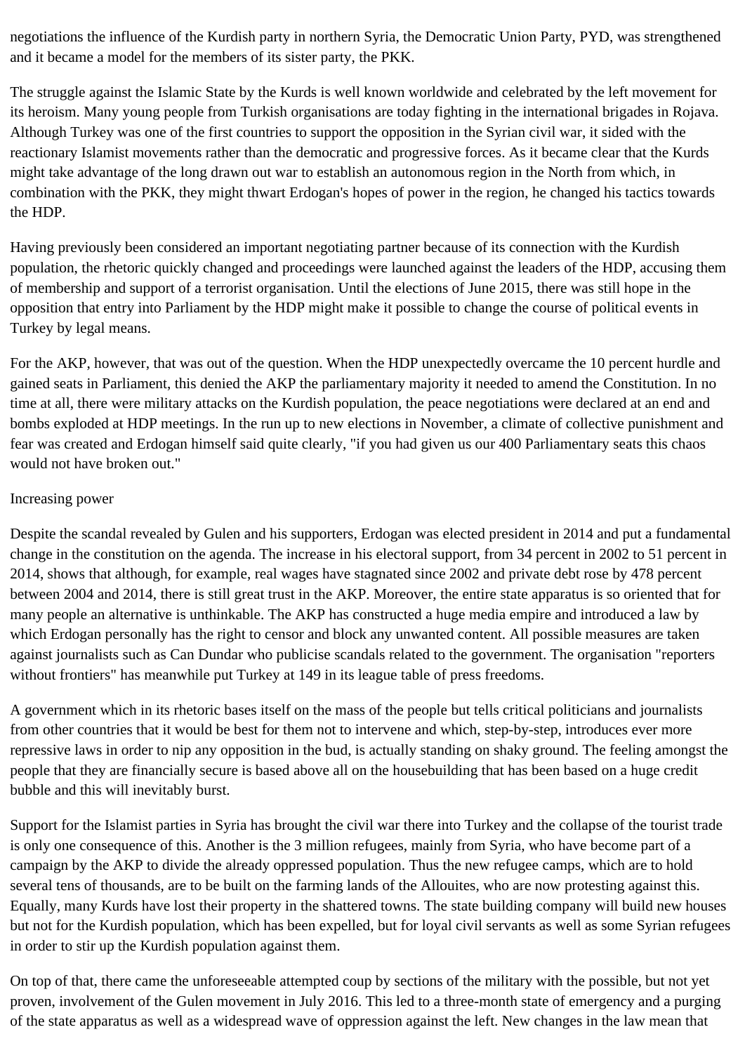negotiations the influence of the Kurdish party in northern Syria, the Democratic Union Party, PYD, was strengthened and it became a model for the members of its sister party, the PKK.

The struggle against the Islamic State by the Kurds is well known worldwide and celebrated by the left movement for its heroism. Many young people from Turkish organisations are today fighting in the international brigades in Rojava. Although Turkey was one of the first countries to support the opposition in the Syrian civil war, it sided with the reactionary Islamist movements rather than the democratic and progressive forces. As it became clear that the Kurds might take advantage of the long drawn out war to establish an autonomous region in the North from which, in combination with the PKK, they might thwart Erdogan's hopes of power in the region, he changed his tactics towards the HDP.

Having previously been considered an important negotiating partner because of its connection with the Kurdish population, the rhetoric quickly changed and proceedings were launched against the leaders of the HDP, accusing them of membership and support of a terrorist organisation. Until the elections of June 2015, there was still hope in the opposition that entry into Parliament by the HDP might make it possible to change the course of political events in Turkey by legal means.

For the AKP, however, that was out of the question. When the HDP unexpectedly overcame the 10 percent hurdle and gained seats in Parliament, this denied the AKP the parliamentary majority it needed to amend the Constitution. In no time at all, there were military attacks on the Kurdish population, the peace negotiations were declared at an end and bombs exploded at HDP meetings. In the run up to new elections in November, a climate of collective punishment and fear was created and Erdogan himself said quite clearly, "if you had given us our 400 Parliamentary seats this chaos would not have broken out."

## Increasing power

Despite the scandal revealed by Gulen and his supporters, Erdogan was elected president in 2014 and put a fundamental change in the constitution on the agenda. The increase in his electoral support, from 34 percent in 2002 to 51 percent in 2014, shows that although, for example, real wages have stagnated since 2002 and private debt rose by 478 percent between 2004 and 2014, there is still great trust in the AKP. Moreover, the entire state apparatus is so oriented that for many people an alternative is unthinkable. The AKP has constructed a huge media empire and introduced a law by which Erdogan personally has the right to censor and block any unwanted content. All possible measures are taken against journalists such as Can Dundar who publicise scandals related to the government. The organisation "reporters without frontiers" has meanwhile put Turkey at 149 in its league table of press freedoms.

A government which in its rhetoric bases itself on the mass of the people but tells critical politicians and journalists from other countries that it would be best for them not to intervene and which, step-by-step, introduces ever more repressive laws in order to nip any opposition in the bud, is actually standing on shaky ground. The feeling amongst the people that they are financially secure is based above all on the housebuilding that has been based on a huge credit bubble and this will inevitably burst.

Support for the Islamist parties in Syria has brought the civil war there into Turkey and the collapse of the tourist trade is only one consequence of this. Another is the 3 million refugees, mainly from Syria, who have become part of a campaign by the AKP to divide the already oppressed population. Thus the new refugee camps, which are to hold several tens of thousands, are to be built on the farming lands of the Allouites, who are now protesting against this. Equally, many Kurds have lost their property in the shattered towns. The state building company will build new houses but not for the Kurdish population, which has been expelled, but for loyal civil servants as well as some Syrian refugees in order to stir up the Kurdish population against them.

On top of that, there came the unforeseeable attempted coup by sections of the military with the possible, but not yet proven, involvement of the Gulen movement in July 2016. This led to a three-month state of emergency and a purging of the state apparatus as well as a widespread wave of oppression against the left. New changes in the law mean that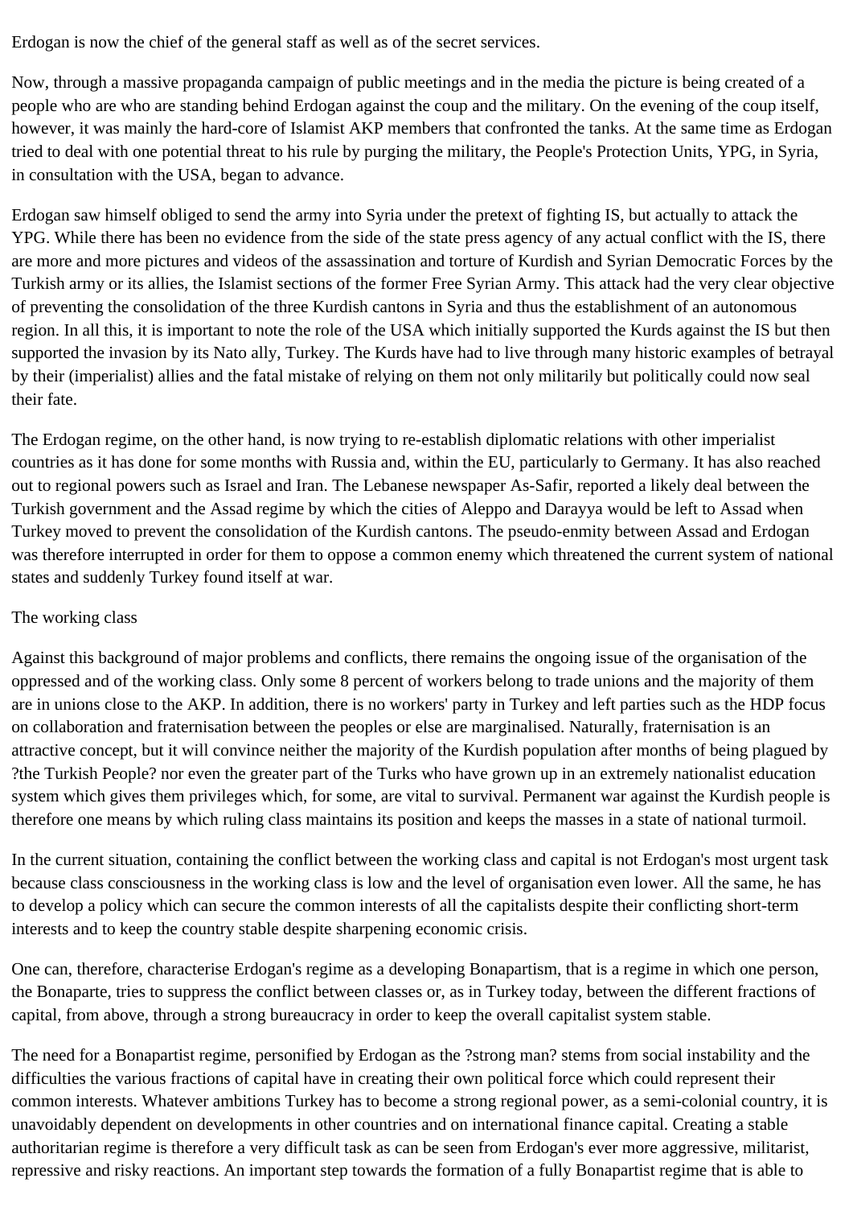Erdogan is now the chief of the general staff as well as of the secret services.

Now, through a massive propaganda campaign of public meetings and in the media the picture is being created of a people who are who are standing behind Erdogan against the coup and the military. On the evening of the coup itself, however, it was mainly the hard-core of Islamist AKP members that confronted the tanks. At the same time as Erdogan tried to deal with one potential threat to his rule by purging the military, the People's Protection Units, YPG, in Syria, in consultation with the USA, began to advance.

Erdogan saw himself obliged to send the army into Syria under the pretext of fighting IS, but actually to attack the YPG. While there has been no evidence from the side of the state press agency of any actual conflict with the IS, there are more and more pictures and videos of the assassination and torture of Kurdish and Syrian Democratic Forces by the Turkish army or its allies, the Islamist sections of the former Free Syrian Army. This attack had the very clear objective of preventing the consolidation of the three Kurdish cantons in Syria and thus the establishment of an autonomous region. In all this, it is important to note the role of the USA which initially supported the Kurds against the IS but then supported the invasion by its Nato ally, Turkey. The Kurds have had to live through many historic examples of betrayal by their (imperialist) allies and the fatal mistake of relying on them not only militarily but politically could now seal their fate.

The Erdogan regime, on the other hand, is now trying to re-establish diplomatic relations with other imperialist countries as it has done for some months with Russia and, within the EU, particularly to Germany. It has also reached out to regional powers such as Israel and Iran. The Lebanese newspaper As-Safir, reported a likely deal between the Turkish government and the Assad regime by which the cities of Aleppo and Darayya would be left to Assad when Turkey moved to prevent the consolidation of the Kurdish cantons. The pseudo-enmity between Assad and Erdogan was therefore interrupted in order for them to oppose a common enemy which threatened the current system of national states and suddenly Turkey found itself at war.

## The working class

Against this background of major problems and conflicts, there remains the ongoing issue of the organisation of the oppressed and of the working class. Only some 8 percent of workers belong to trade unions and the majority of them are in unions close to the AKP. In addition, there is no workers' party in Turkey and left parties such as the HDP focus on collaboration and fraternisation between the peoples or else are marginalised. Naturally, fraternisation is an attractive concept, but it will convince neither the majority of the Kurdish population after months of being plagued by ?the Turkish People? nor even the greater part of the Turks who have grown up in an extremely nationalist education system which gives them privileges which, for some, are vital to survival. Permanent war against the Kurdish people is therefore one means by which ruling class maintains its position and keeps the masses in a state of national turmoil.

In the current situation, containing the conflict between the working class and capital is not Erdogan's most urgent task because class consciousness in the working class is low and the level of organisation even lower. All the same, he has to develop a policy which can secure the common interests of all the capitalists despite their conflicting short-term interests and to keep the country stable despite sharpening economic crisis.

One can, therefore, characterise Erdogan's regime as a developing Bonapartism, that is a regime in which one person, the Bonaparte, tries to suppress the conflict between classes or, as in Turkey today, between the different fractions of capital, from above, through a strong bureaucracy in order to keep the overall capitalist system stable.

The need for a Bonapartist regime, personified by Erdogan as the ?strong man? stems from social instability and the difficulties the various fractions of capital have in creating their own political force which could represent their common interests. Whatever ambitions Turkey has to become a strong regional power, as a semi-colonial country, it is unavoidably dependent on developments in other countries and on international finance capital. Creating a stable authoritarian regime is therefore a very difficult task as can be seen from Erdogan's ever more aggressive, militarist, repressive and risky reactions. An important step towards the formation of a fully Bonapartist regime that is able to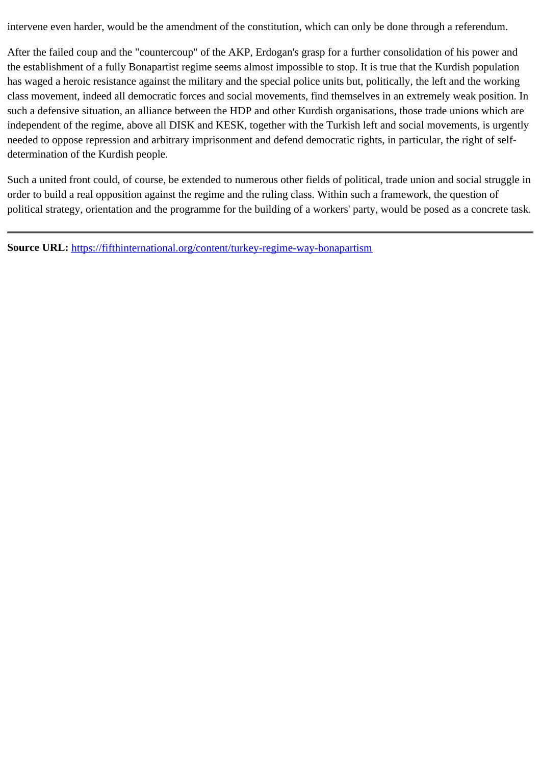intervene even harder, would be the amendment of the constitution, which can only be done through a referendum.

After the failed coup and the "countercoup" of the AKP, Erdogan's grasp for a further consolidation of his power and the establishment of a fully Bonapartist regime seems almost impossible to stop. It is true that the Kurdish population has waged a heroic resistance against the military and the special police units but, politically, the left and the working class movement, indeed all democratic forces and social movements, find themselves in an extremely weak position. In such a defensive situation, an alliance between the HDP and other Kurdish organisations, those trade unions which are independent of the regime, above all DISK and KESK, together with the Turkish left and social movements, is urgently needed to oppose repression and arbitrary imprisonment and defend democratic rights, in particular, the right of self-determination of the Kurdish people.

Such a united front could, of course, be extended to numerous other fields of political, trade union and social struggle in order to build a real opposition against the regime and the ruling class. Within such a framework, the question of political strategy, orientation and the programme for the building of a workers' party, would be posed as a concrete task.

---

**Source URL:** https://fifthinternational.org/content/turkey-regime-way-bonapartism